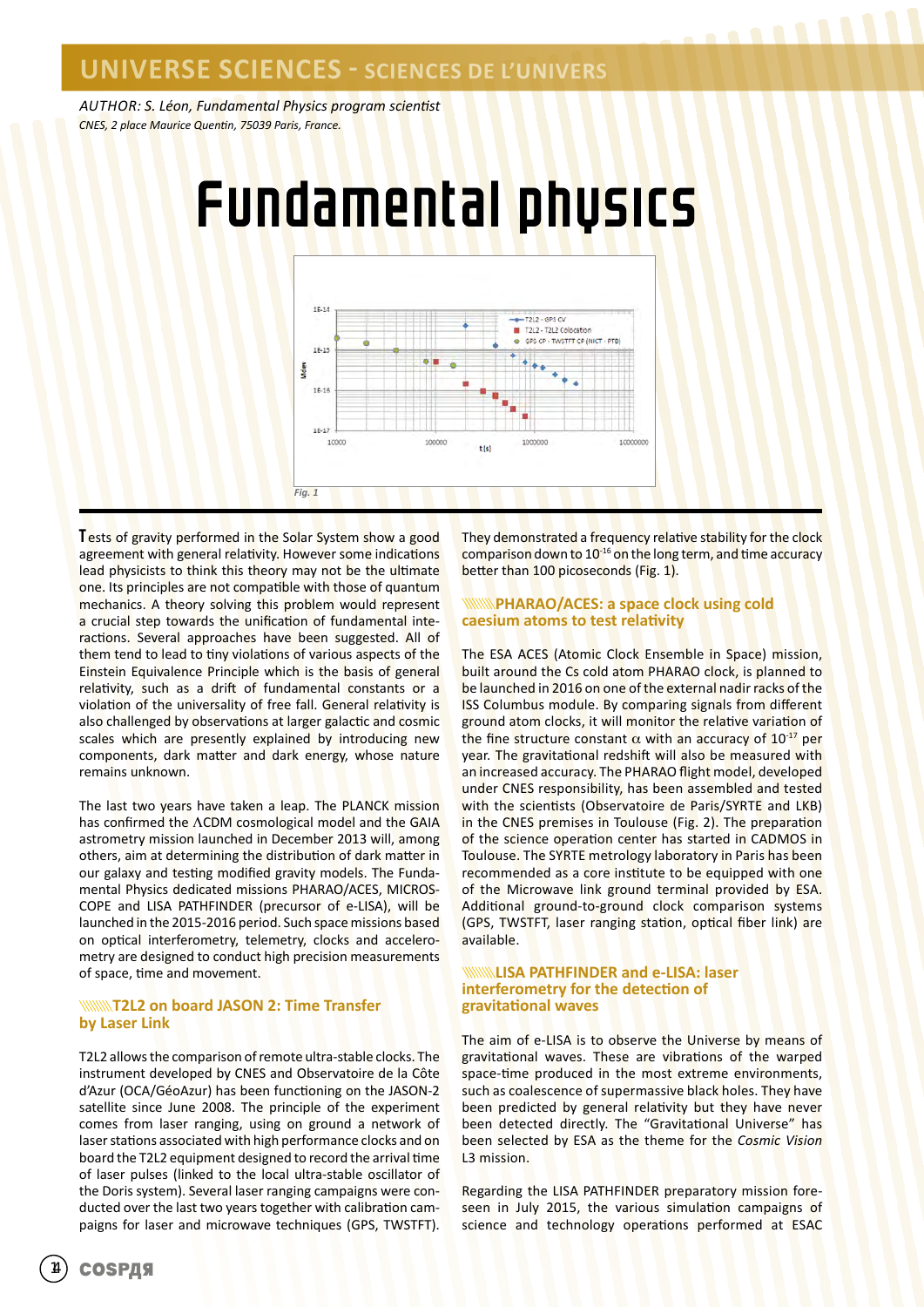# UNIVERSE SCIENCES - SCIENCES DE L'UNIVERS

*AUTHOR: S. Léon, Fundamental Physics program scientist*
*CNES, 2 place Maurice Quentin, 75039 Paris, France.*

# Fundamental physics

*Fig. 1*

Tests of gravity performed in the Solar System show a good agreement with general relativity. However some indications lead physicists to think this theory may not be the ultimate one. Its principles are not compatible with those of quantum mechanics. A theory solving this problem would represent a crucial step towards the unification of fundamental interactions. Several approaches have been suggested. All of them tend to lead to tiny violations of various aspects of the Einstein Equivalence Principle which is the basis of general relativity, such as a drift of fundamental constants or a violation of the universality of free fall. General relativity is also challenged by observations at larger galactic and cosmic scales which are presently explained by introducing new components, dark matter and dark energy, whose nature remains unknown.

The last two years have taken a leap. The PLANCK mission has confirmed the ΛCDM cosmological model and the GAIA astrometry mission launched in December 2013 will, among others, aim at determining the distribution of dark matter in our galaxy and testing modified gravity models. The Fundamental Physics dedicated missions PHARAO/ACES, MICROSCOPE and LISA PATHFINDER (precursor of e-LISA), will be launched in the 2015-2016 period. Such space missions based on optical interferometry, telemetry, clocks and accelerometry are designed to conduct high precision measurements of space, time and movement.

## T2L2 on board JASON 2: Time Transfer by Laser Link

T2L2 allows the comparison of remote ultra-stable clocks. The instrument developed by CNES and Observatoire de la Côte d'Azur (OCA/GéoAzur) has been functioning on the JASON-2 satellite since June 2008. The principle of the experiment comes from laser ranging, using on ground a network of laser stations associated with high performance clocks and on board the T2L2 equipment designed to record the arrival time of laser pulses (linked to the local ultra-stable oscillator of the Doris system). Several laser ranging campaigns were conducted over the last two years together with calibration campaigns for laser and microwave techniques (GPS, TWSTFT). They demonstrated a frequency relative stability for the clock comparison down to $10^{-16}$ on the long term, and time accuracy better than 100 picoseconds (Fig. 1).

## PHARAO/ACES: a space clock using cold caesium atoms to test relativity

The ESA ACES (Atomic Clock Ensemble in Space) mission, built around the Cs cold atom PHARAO clock, is planned to be launched in 2016 on one of the external nadir racks of the ISS Columbus module. By comparing signals from different ground atom clocks, it will monitor the relative variation of the fine structure constant $\alpha$ with an accuracy of $10^{-17}$ per year. The gravitational redshift will also be measured with an increased accuracy. The PHARAO flight model, developed under CNES responsibility, has been assembled and tested with the scientists (Observatoire de Paris/SYRTE and LKB) in the CNES premises in Toulouse (Fig. 2). The preparation of the science operation center has started in CADMOS in Toulouse. The SYRTE metrology laboratory in Paris has been recommended as a core institute to be equipped with one of the Microwave link ground terminal provided by ESA. Additional ground-to-ground clock comparison systems (GPS, TWSTFT, laser ranging station, optical fiber link) are available.

## LISA PATHFINDER and e-LISA: laser interferometry for the detection of gravitational waves

The aim of e-LISA is to observe the Universe by means of gravitational waves. These are vibrations of the warped space-time produced in the most extreme environments, such as coalescence of supermassive black holes. They have been predicted by general relativity but they have never been detected directly. The "Gravitational Universe" has been selected by ESA as the theme for the *Cosmic Vision* L3 mission.

Regarding the LISA PATHFINDER preparatory mission foreseen in July 2015, the various simulation campaigns of science and technology operations performed at ESAC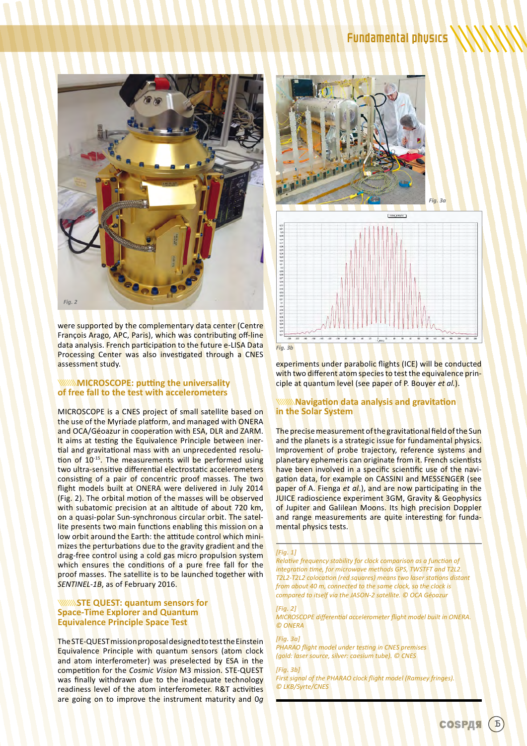were supported by the complementary data center (Centre François Arago, APC, Paris), which was contributing off-line data analysis. French participation to the future e-LISA Data Processing Center was also investigated through a CNES assessment study.

## MICROSCOPE: putting the universality of free fall to the test with accelerometers

MICROSCOPE is a CNES project of small satellite based on the use of the Myriade platform, and managed with ONERA and OCA/Géoazur in cooperation with ESA, DLR and ZARM. It aims at testing the Equivalence Principle between inertial and gravitational mass with an unprecedented resolution of $10^{-15}$. The measurements will be performed using two ultra-sensitive differential electrostatic accelerometers consisting of a pair of concentric proof masses. The two flight models built at ONERA were delivered in July 2014 (Fig. 2). The orbital motion of the masses will be observed with subatomic precision at an altitude of about 720 km, on a quasi-polar Sun-synchronous circular orbit. The satellite presents two main functions enabling this mission on a low orbit around the Earth: the attitude control which minimizes the perturbations due to the gravity gradient and the drag-free control using a cold gas micro propulsion system which ensures the conditions of a pure free fall for the proof masses. The satellite is to be launched together with *SENTINEL-1B*, as of February 2016.

## STE QUEST: quantum sensors for Space-Time Explorer and Quantum Equivalence Principle Space Test

The STE-QUEST mission proposal designed to test the Einstein Equivalence Principle with quantum sensors (atom clock and atom interferometer) was preselected by ESA in the competition for the *Cosmic Vision* M3 mission. STE-QUEST was finally withdrawn due to the inadequate technology readiness level of the atom interferometer. R&T activities are going on to improve the instrument maturity and 0*g* experiments under parabolic flights (ICE) will be conducted with two different atom species to test the equivalence principle at quantum level (see paper of P. Bouyer *et al.*).

## Navigation data analysis and gravitation in the Solar System

The precise measurement of the gravitational field of the Sun and the planets is a strategic issue for fundamental physics. Improvement of probe trajectory, reference systems and planetary ephemeris can originate from it. French scientists have been involved in a specific scientific use of the navigation data, for example on CASSINI and MESSENGER (see paper of A. Fienga *et al*.), and are now participating in the JUICE radioscience experiment 3GM, Gravity & Geophysics of Jupiter and Galilean Moons. Its high precision Doppler and range measurements are quite interesting for fundamental physics tests.

*[Fig. 1]*
*Relative frequency stability for clock comparison as a function of integration time, for microwave methods GPS, TWSTFT and T2L2. T2L2-T2L2 colocation (red squares) means two laser stations distant from about 40 m, connected to the same clock, so the clock is compared to itself via the JASON-2 satellite. © OCA Géoazur*

*[Fig. 2]*
*MICROSCOPE differential accelerometer flight model built in ONERA. © ONERA*

*[Fig. 3a]*
*PHARAO flight model under testing in CNES premises (gold: laser source, silver: caesium tube). © CNES*

*[Fig. 3b]*
*First signal of the PHARAO clock flight model (Ramsey fringes). © LKB/Syrte/CNES*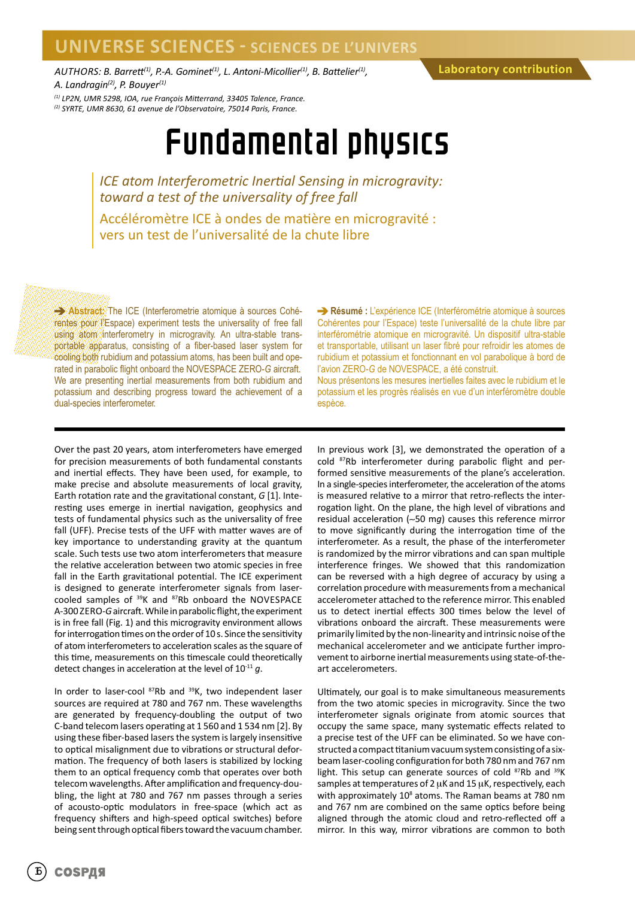UNIVERSE SCIENCES - SCIENCES DE L'UNIVERS

AUTHORS: B. Barrett[1], P.-A. Gominet[1], L. Antoni-Micollier[1], B. Battelier[1], A. Landragin[2], P. Bouyer[1]

[1] LP2N, UMR 5298, IOA, rue François Mitterrand, 33405 Talence, France.
[2] SYRTE, UMR 8630, 61 avenue de l'Observatoire, 75014 Paris, France.

Laboratory contribution

# Fundamental physics

## *ICE atom Interferometric Inertial Sensing in microgravity: toward a test of the universality of free fall*

## Accéléromètre ICE à ondes de matière en microgravité : vers un test de l'universalité de la chute libre

➔ **Abstract:** The ICE (Interferometrie atomique à sources Cohérentes pour l'Espace) experiment tests the universality of free fall using atom interferometry in microgravity. An ultra-stable transportable apparatus, consisting of a fiber-based laser system for cooling both rubidium and potassium atoms, has been built and operated in parabolic flight onboard the NOVESPACE ZERO-*G* aircraft. We are presenting inertial measurements from both rubidium and potassium and describing progress toward the achievement of a dual-species interferometer.

➔ **Résumé :** L'expérience ICE (Interférométrie atomique à sources Cohérentes pour l'Espace) teste l'universalité de la chute libre par interférométrie atomique en microgravité. Un dispositif ultra-stable et transportable, utilisant un laser fibré pour refroidir les atomes de rubidium et potassium et fonctionnant en vol parabolique à bord de l'avion ZERO-G de NOVESPACE, a été construit.
Nous présentons les mesures inertielles faites avec le rubidium et le potassium et les progrès réalisés en vue d'un interféromètre double espèce.

Over the past 20 years, atom interferometers have emerged for precision measurements of both fundamental constants and inertial effects. They have been used, for example, to make precise and absolute measurements of local gravity, Earth rotation rate and the gravitational constant, *G* [1]. Interesting uses emerge in inertial navigation, geophysics and tests of fundamental physics such as the universality of free fall (UFF). Precise tests of the UFF with matter waves are of key importance to understanding gravity at the quantum scale. Such tests use two atom interferometers that measure the relative acceleration between two atomic species in free fall in the Earth gravitational potential. The ICE experiment is designed to generate interferometer signals from laser-cooled samples of $^{39}$K and $^{87}$Rb onboard the NOVESPACE A-300 ZERO-*G* aircraft. While in parabolic flight, the experiment is in free fall (Fig. 1) and this microgravity environment allows for interrogation times on the order of 10 s. Since the sensitivity of atom interferometers to acceleration scales as the square of this time, measurements on this timescale could theoretically detect changes in acceleration at the level of $10^{-11}$ *g*.

In order to laser-cool $^{87}$Rb and $^{39}$K, two independent laser sources are required at 780 and 767 nm. These wavelengths are generated by frequency-doubling the output of two C-band telecom lasers operating at 1 560 and 1 534 nm [2]. By using these fiber-based lasers the system is largely insensitive to optical misalignment due to vibrations or structural deformation. The frequency of both lasers is stabilized by locking them to an optical frequency comb that operates over both telecom wavelengths. After amplification and frequency-doubling, the light at 780 and 767 nm passes through a series of acousto-optic modulators in free-space (which act as frequency shifters and high-speed optical switches) before being sent through optical fibers toward the vacuum chamber.

In previous work [3], we demonstrated the operation of a cold $^{87}$Rb interferometer during parabolic flight and performed sensitive measurements of the plane's acceleration. In a single-species interferometer, the acceleration of the atoms is measured relative to a mirror that retro-reflects the interrogation light. On the plane, the high level of vibrations and residual acceleration (~50 m*g*) causes this reference mirror to move significantly during the interrogation time of the interferometer. As a result, the phase of the interferometer is randomized by the mirror vibrations and can span multiple interference fringes. We showed that this randomization can be reversed with a high degree of accuracy by using a correlation procedure with measurements from a mechanical accelerometer attached to the reference mirror. This enabled us to detect inertial effects 300 times below the level of vibrations onboard the aircraft. These measurements were primarily limited by the non-linearity and intrinsic noise of the mechanical accelerometer and we anticipate further improvement to airborne inertial measurements using state-of-the-art accelerometers.

Ultimately, our goal is to make simultaneous measurements from the two atomic species in microgravity. Since the two interferometer signals originate from atomic sources that occupy the same space, many systematic effects related to a precise test of the UFF can be eliminated. So we have constructed a compact titanium vacuum system consisting of a six-beam laser-cooling configuration for both 780 nm and 767 nm light. This setup can generate sources of cold $^{87}$Rb and $^{39}$K samples at temperatures of 2 μK and 15 μK, respectively, each with approximately $10^8$ atoms. The Raman beams at 780 nm and 767 nm are combined on the same optics before being aligned through the atomic cloud and retro-reflected off a mirror. In this way, mirror vibrations are common to both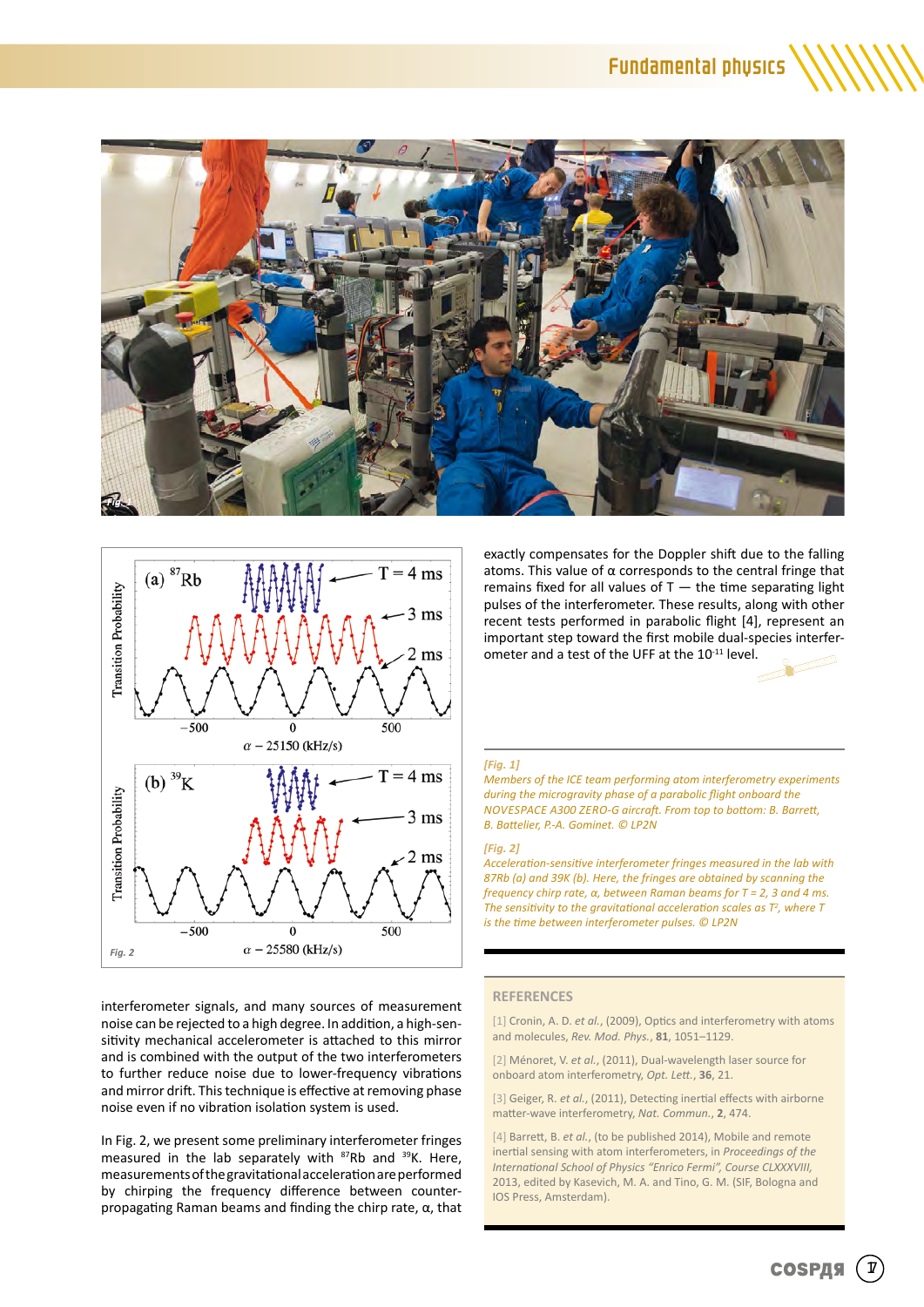interferometer signals, and many sources of measurement noise can be rejected to a high degree. In addition, a high-sensitivity mechanical accelerometer is attached to this mirror and is combined with the output of the two interferometers to further reduce noise due to lower-frequency vibrations and mirror drift. This technique is effective at removing phase noise even if no vibration isolation system is used.

In Fig. 2, we present some preliminary interferometer fringes measured in the lab separately with $^{87}$Rb and $^{39}$K. Here, measurements of the gravitational acceleration are performed by chirping the frequency difference between counter-propagating Raman beams and finding the chirp rate, α, that exactly compensates for the Doppler shift due to the falling atoms. This value of α corresponds to the central fringe that remains fixed for all values of T — the time separating light pulses of the interferometer. These results, along with other recent tests performed in parabolic flight [4], represent an important step toward the first mobile dual-species interferometer and a test of the UFF at the $10^{-11}$ level.

*[Fig. 1]*
*Members of the ICE team performing atom interferometry experiments during the microgravity phase of a parabolic flight onboard the NOVESPACE A300 ZERO-G aircraft. From top to bottom: B. Barrett, B. Battelier, P.-A. Gominet. © LP2N*

*[Fig. 2]*
*Acceleration-sensitive interferometer fringes measured in the lab with 87Rb (a) and 39K (b). Here, the fringes are obtained by scanning the frequency chirp rate, α, between Raman beams for T = 2, 3 and 4 ms. The sensitivity to the gravitational acceleration scales as $T^2$, where T is the time between interferometer pulses. © LP2N*

## REFERENCES

[1] Cronin, A. D. *et al.*, (2009), Optics and interferometry with atoms and molecules, *Rev. Mod. Phys.*, **81**, 1051–1129.

[2] Ménoret, V. *et al.*, (2011), Dual-wavelength laser source for onboard atom interferometry, *Opt. Lett.*, **36**, 21.

[3] Geiger, R. *et al.*, (2011), Detecting inertial effects with airborne matter-wave interferometry, *Nat. Commun.*, **2**, 474.

[4] Barrett, B. *et al.*, (to be published 2014), Mobile and remote inertial sensing with atom interferometers, in *Proceedings of the International School of Physics "Enrico Fermi", Course CLXXXVIII*, 2013, edited by Kasevich, M. A. and Tino, G. M. (SIF, Bologna and IOS Press, Amsterdam).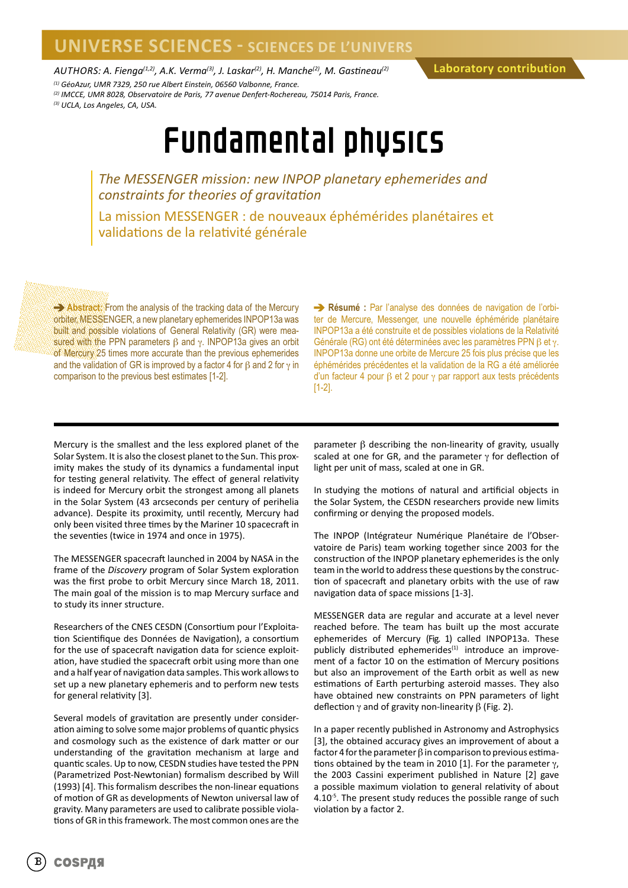UNIVERSE SCIENCES - SCIENCES DE L'UNIVERS

AUTHORS: A. Fienga[1,2], A.K. Verma[3], J. Laskar[2], H. Manche[2], M. Gastineau[2]

Laboratory contribution

[1] GéoAzur, UMR 7329, 250 rue Albert Einstein, 06560 Valbonne, France.
[2] IMCCE, UMR 8028, Observatoire de Paris, 77 avenue Denfert-Rochereau, 75014 Paris, France.
[3] UCLA, Los Angeles, CA, USA.

# Fundamental physics

## *The MESSENGER mission: new INPOP planetary ephemerides and constraints for theories of gravitation*

## La mission MESSENGER : de nouveaux éphémérides planétaires et validations de la relativité générale

➔ **Abstract:** From the analysis of the tracking data of the Mercury orbiter, MESSENGER, a new planetary ephemerides INPOP13a was built and possible violations of General Relativity (GR) were measured with the PPN parameters $\beta$ and $\gamma$. INPOP13a gives an orbit of Mercury 25 times more accurate than the previous ephemerides and the validation of GR is improved by a factor 4 for $\beta$ and 2 for $\gamma$ in comparison to the previous best estimates [1-2].

➔ **Résumé :** Par l'analyse des données de navigation de l'orbiter de Mercure, Messenger, une nouvelle éphéméride planétaire INPOP13a a été construite et de possibles violations de la Relativité Générale (RG) ont été déterminées avec les paramètres PPN $\beta$ et $\gamma$. INPOP13a donne une orbite de Mercure 25 fois plus précise que les éphémérides précédentes et la validation de la RG a été améliorée d'un facteur 4 pour $\beta$ et 2 pour $\gamma$ par rapport aux tests précédents [1-2].

Mercury is the smallest and the less explored planet of the Solar System. It is also the closest planet to the Sun. This proximity makes the study of its dynamics a fundamental input for testing general relativity. The effect of general relativity is indeed for Mercury orbit the strongest among all planets in the Solar System (43 arcseconds per century of perihelia advance). Despite its proximity, until recently, Mercury had only been visited three times by the Mariner 10 spacecraft in the seventies (twice in 1974 and once in 1975).

The MESSENGER spacecraft launched in 2004 by NASA in the frame of the *Discovery* program of Solar System exploration was the first probe to orbit Mercury since March 18, 2011. The main goal of the mission is to map Mercury surface and to study its inner structure.

Researchers of the CNES CESDN (Consortium pour l'Exploitation Scientifique des Données de Navigation), a consortium for the use of spacecraft navigation data for science exploitation, have studied the spacecraft orbit using more than one and a half year of navigation data samples. This work allows to set up a new planetary ephemeris and to perform new tests for general relativity [3].

Several models of gravitation are presently under consideration aiming to solve some major problems of quantic physics and cosmology such as the existence of dark matter or our understanding of the gravitation mechanism at large and quantic scales. Up to now, CESDN studies have tested the PPN (Parametrized Post-Newtonian) formalism described by Will (1993) [4]. This formalism describes the non-linear equations of motion of GR as developments of Newton universal law of gravity. Many parameters are used to calibrate possible violations of GR in this framework. The most common ones are the parameter $\beta$ describing the non-linearity of gravity, usually scaled at one for GR, and the parameter $\gamma$ for deflection of light per unit of mass, scaled at one in GR.

In studying the motions of natural and artificial objects in the Solar System, the CESDN researchers provide new limits confirming or denying the proposed models.

The INPOP (Intégrateur Numérique Planétaire de l'Observatoire de Paris) team working together since 2003 for the construction of the INPOP planetary ephemerides is the only team in the world to address these questions by the construction of spacecraft and planetary orbits with the use of raw navigation data of space missions [1-3].

MESSENGER data are regular and accurate at a level never reached before. The team has built up the most accurate ephemerides of Mercury (Fig. 1) called INPOP13a. These publicly distributed ephemerides[1] introduce an improvement of a factor 10 on the estimation of Mercury positions but also an improvement of the Earth orbit as well as new estimations of Earth perturbing asteroid masses. They also have obtained new constraints on PPN parameters of light deflection $\gamma$ and of gravity non-linearity $\beta$ (Fig. 2).

In a paper recently published in Astronomy and Astrophysics [3], the obtained accuracy gives an improvement of about a factor 4 for the parameter $\beta$ in comparison to previous estimations obtained by the team in 2010 [1]. For the parameter $\gamma$, the 2003 Cassini experiment published in Nature [2] gave a possible maximum violation to general relativity of about $4.10^{-5}$. The present study reduces the possible range of such violation by a factor 2.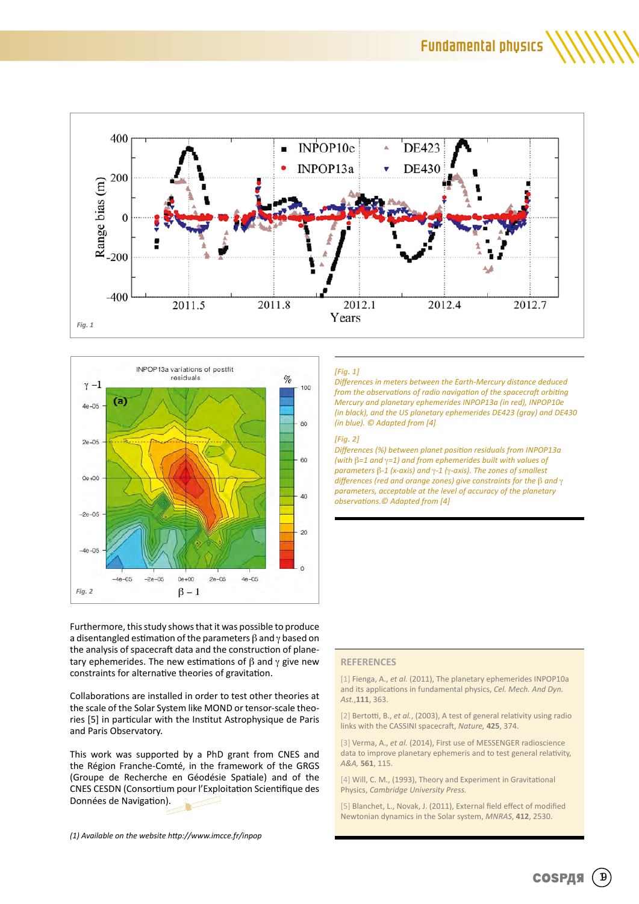400
200
0
-200
-400
Range bias (m)

INPOP10e
INPOP13a
DE423
DE430

2011.5
2011.8
2012.1
2012.4
2012.7
Years

*Fig. 1*

INPOP13a variations of postfit residuals

$\gamma - 1$

(a)

4e-05
2e-05
0e+00
-2e-05
-4e-05

-4e-05
-2e-05
0e+00
2e-05
4e-05

$\beta - 1$

%

100
80
60
40
20
0

*Fig. 2*

*[Fig. 1]*
*Differences in meters between the Earth-Mercury distance deduced from the observations of radio navigation of the spacecraft orbiting Mercury and planetary ephemerides INPOP13a (in red), INPOP10e (in black), and the US planetary ephemerides DE423 (gray) and DE430 (in blue). © Adapted from [4]*

*[Fig. 2]*
*Differences (%) between planet position residuals from INPOP13a (with β=1 and γ=1) and from ephemerides built with values of parameters β-1 (x-axis) and γ-1 (γ-axis). The zones of smallest differences (red and orange zones) give constraints for the β and γ parameters, acceptable at the level of accuracy of the planetary observations.© Adapted from [4]*

Furthermore, this study shows that it was possible to produce a disentangled estimation of the parameters β and γ based on the analysis of spacecraft data and the construction of planetary ephemerides. The new estimations of β and γ give new constraints for alternative theories of gravitation.

Collaborations are installed in order to test other theories at the scale of the Solar System like MOND or tensor-scale theories [5] in particular with the Institut Astrophysique de Paris and Paris Observatory.

This work was supported by a PhD grant from CNES and the Région Franche-Comté, in the framework of the GRGS (Groupe de Recherche en Géodésie Spatiale) and of the CNES CESDN (Consortium pour l'Exploitation Scientifique des Données de Navigation).

*(1) Available on the website http://www.imcce.fr/inpop*

## REFERENCES

[1] Fienga, A., *et al.* (2011), The planetary ephemerides INPOP10a and its applications in fundamental physics, *Cel. Mech. And Dyn. Ast.*,**111**, 363.

[2] Bertotti, B., *et al.*, (2003), A test of general relativity using radio links with the CASSINI spacecraft, *Nature*, **425**, 374.

[3] Verma, A., *et al.* (2014), First use of MESSENGER radioscience data to improve planetary ephemeris and to test general relativity, *A&A*, **561**, 115.

[4] Will, C. M., (1993), Theory and Experiment in Gravitational Physics, *Cambridge University Press.*

[5] Blanchet, L., Novak, J. (2011), External field effect of modified Newtonian dynamics in the Solar system, *MNRAS*, **412**, 2530.